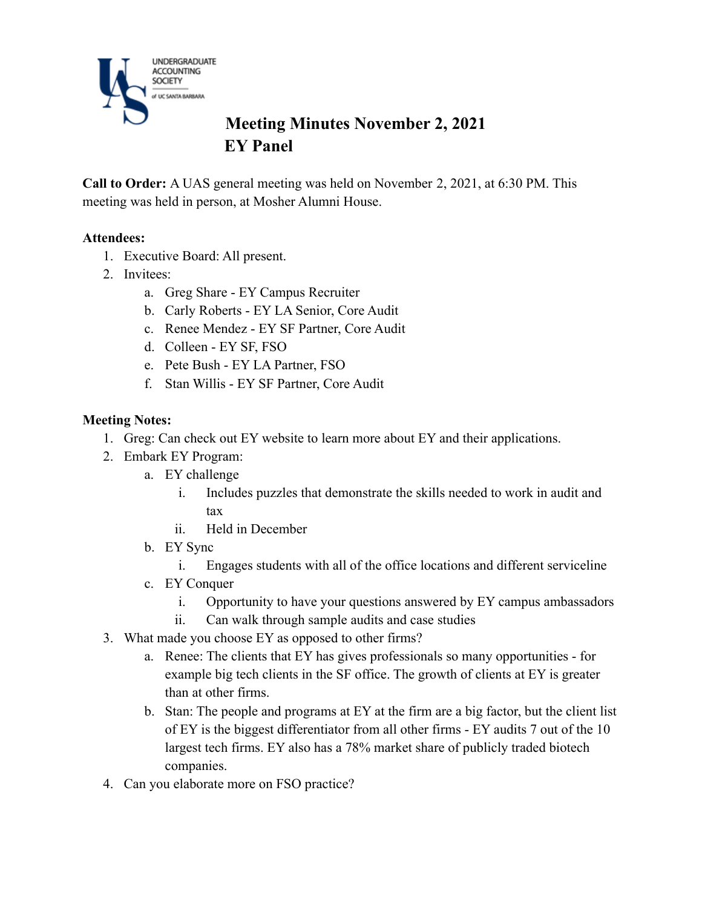UNDERGRADUATE ACCOUNTING SOCIETY of UC SANTA BARBARA

# Meeting Minutes November 2, 2021
## EY Panel

**Call to Order:** A UAS general meeting was held on November 2, 2021, at 6:30 PM. This meeting was held in person, at Mosher Alumni House.

**Attendees:**

1. Executive Board: All present.
2. Invitees:
   a. Greg Share - EY Campus Recruiter
   b. Carly Roberts - EY LA Senior, Core Audit
   c. Renee Mendez - EY SF Partner, Core Audit
   d. Colleen - EY SF, FSO
   e. Pete Bush - EY LA Partner, FSO
   f. Stan Willis - EY SF Partner, Core Audit

**Meeting Notes:**

1. Greg: Can check out EY website to learn more about EY and their applications.
2. Embark EY Program:
   a. EY challenge
      i. Includes puzzles that demonstrate the skills needed to work in audit and tax
      ii. Held in December
   b. EY Sync
      i. Engages students with all of the office locations and different serviceline
   c. EY Conquer
      i. Opportunity to have your questions answered by EY campus ambassadors
      ii. Can walk through sample audits and case studies
3. What made you choose EY as opposed to other firms?
   a. Renee: The clients that EY has gives professionals so many opportunities - for example big tech clients in the SF office. The growth of clients at EY is greater than at other firms.
   b. Stan: The people and programs at EY at the firm are a big factor, but the client list of EY is the biggest differentiator from all other firms - EY audits 7 out of the 10 largest tech firms. EY also has a 78% market share of publicly traded biotech companies.
4. Can you elaborate more on FSO practice?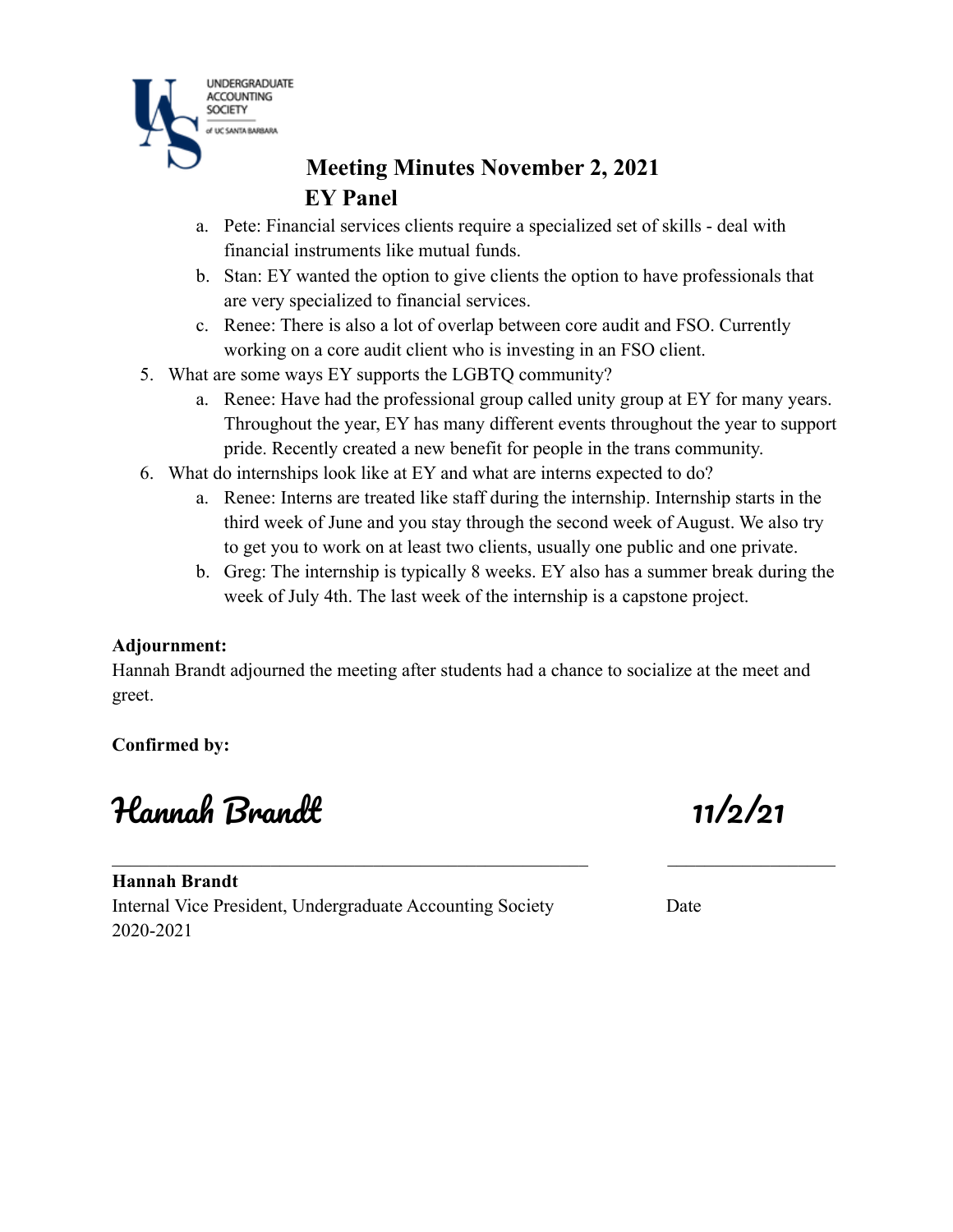UNDERGRADUATE ACCOUNTING SOCIETY of UC SANTA BARBARA

**Meeting Minutes November 2, 2021**
**EY Panel**

   a. Pete: Financial services clients require a specialized set of skills - deal with financial instruments like mutual funds.
   b. Stan: EY wanted the option to give clients the option to have professionals that are very specialized to financial services.
   c. Renee: There is also a lot of overlap between core audit and FSO. Currently working on a core audit client who is investing in an FSO client.

5. What are some ways EY supports the LGBTQ community?
   a. Renee: Have had the professional group called unity group at EY for many years. Throughout the year, EY has many different events throughout the year to support pride. Recently created a new benefit for people in the trans community.
6. What do internships look like at EY and what are interns expected to do?
   a. Renee: Interns are treated like staff during the internship. Internship starts in the third week of June and you stay through the second week of August. We also try to get you to work on at least two clients, usually one public and one private.
   b. Greg: The internship is typically 8 weeks. EY also has a summer break during the week of July 4th. The last week of the internship is a capstone project.

**Adjournment:**
Hannah Brandt adjourned the meeting after students had a chance to socialize at the meet and greet.

**Confirmed by:**

Hannah Brandt    11/2/21

**Hannah Brandt**
Internal Vice President, Undergraduate Accounting Society    Date
2020-2021